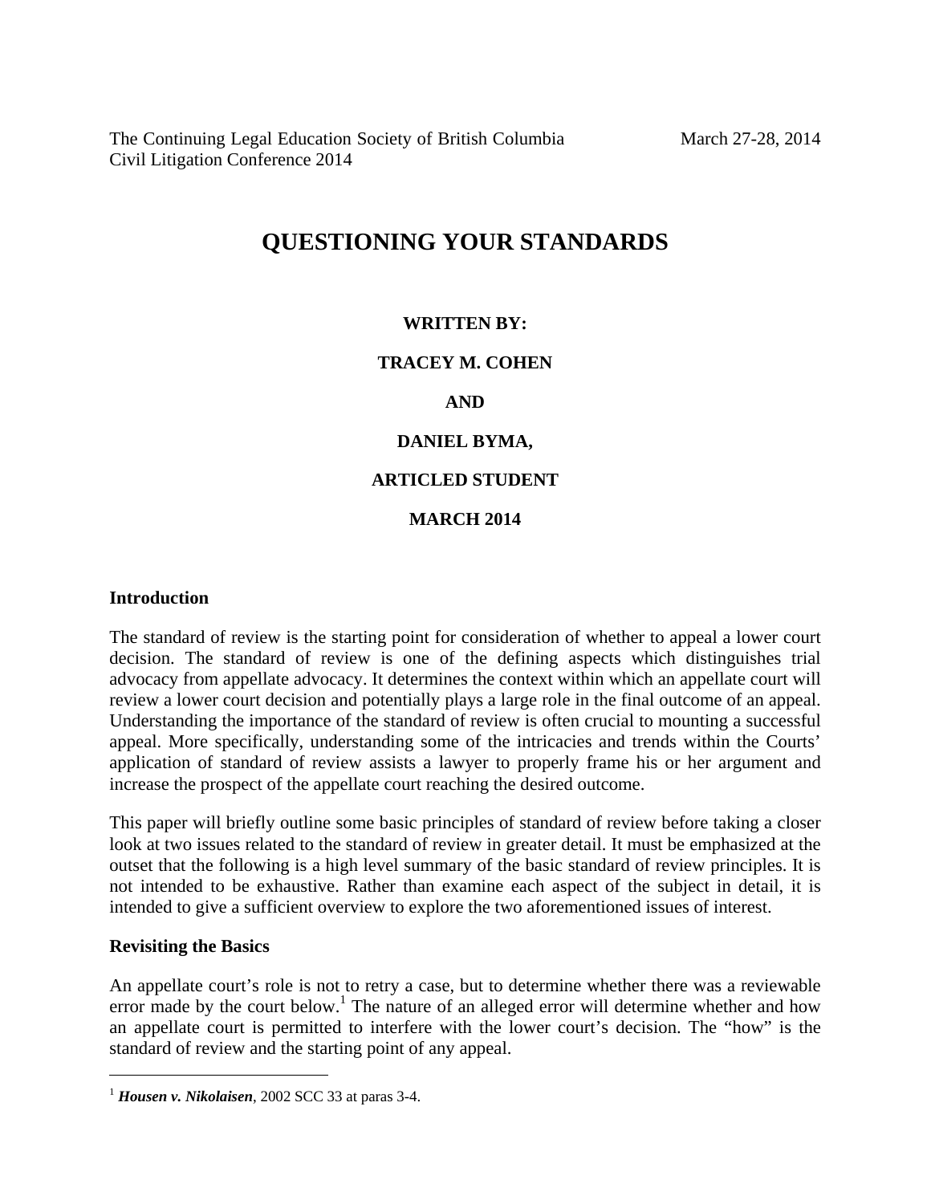The Continuing Legal Education Society of British Columbia — March 27-28, 2014
Civil Litigation Conference 2014

# QUESTIONING YOUR STANDARDS

**WRITTEN BY:**

**TRACEY M. COHEN**

**AND**

**DANIEL BYMA,**

**ARTICLED STUDENT**

**MARCH 2014**

## Introduction

The standard of review is the starting point for consideration of whether to appeal a lower court decision. The standard of review is one of the defining aspects which distinguishes trial advocacy from appellate advocacy. It determines the context within which an appellate court will review a lower court decision and potentially plays a large role in the final outcome of an appeal. Understanding the importance of the standard of review is often crucial to mounting a successful appeal. More specifically, understanding some of the intricacies and trends within the Courts' application of standard of review assists a lawyer to properly frame his or her argument and increase the prospect of the appellate court reaching the desired outcome.

This paper will briefly outline some basic principles of standard of review before taking a closer look at two issues related to the standard of review in greater detail. It must be emphasized at the outset that the following is a high level summary of the basic standard of review principles. It is not intended to be exhaustive. Rather than examine each aspect of the subject in detail, it is intended to give a sufficient overview to explore the two aforementioned issues of interest.

## Revisiting the Basics

An appellate court's role is not to retry a case, but to determine whether there was a reviewable error made by the court below.[1] The nature of an alleged error will determine whether and how an appellate court is permitted to interfere with the lower court's decision. The "how" is the standard of review and the starting point of any appeal.

---

[1] ***Housen v. Nikolaisen***, 2002 SCC 33 at paras 3-4.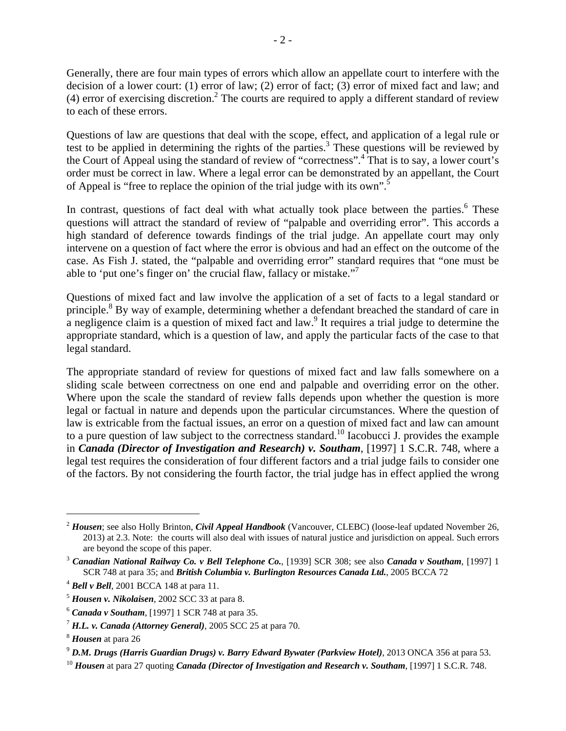Generally, there are four main types of errors which allow an appellate court to interfere with the decision of a lower court: (1) error of law; (2) error of fact; (3) error of mixed fact and law; and (4) error of exercising discretion.[2] The courts are required to apply a different standard of review to each of these errors.

Questions of law are questions that deal with the scope, effect, and application of a legal rule or test to be applied in determining the rights of the parties.[3] These questions will be reviewed by the Court of Appeal using the standard of review of "correctness".[4] That is to say, a lower court's order must be correct in law. Where a legal error can be demonstrated by an appellant, the Court of Appeal is "free to replace the opinion of the trial judge with its own".[5]

In contrast, questions of fact deal with what actually took place between the parties.[6] These questions will attract the standard of review of "palpable and overriding error". This accords a high standard of deference towards findings of the trial judge. An appellate court may only intervene on a question of fact where the error is obvious and had an effect on the outcome of the case. As Fish J. stated, the "palpable and overriding error" standard requires that "one must be able to 'put one's finger on' the crucial flaw, fallacy or mistake."[7]

Questions of mixed fact and law involve the application of a set of facts to a legal standard or principle.[8] By way of example, determining whether a defendant breached the standard of care in a negligence claim is a question of mixed fact and law.[9] It requires a trial judge to determine the appropriate standard, which is a question of law, and apply the particular facts of the case to that legal standard.

The appropriate standard of review for questions of mixed fact and law falls somewhere on a sliding scale between correctness on one end and palpable and overriding error on the other. Where upon the scale the standard of review falls depends upon whether the question is more legal or factual in nature and depends upon the particular circumstances. Where the question of law is extricable from the factual issues, an error on a question of mixed fact and law can amount to a pure question of law subject to the correctness standard.[10] Iacobucci J. provides the example in ***Canada (Director of Investigation and Research) v. Southam***, [1997] 1 S.C.R. 748, where a legal test requires the consideration of four different factors and a trial judge fails to consider one of the factors. By not considering the fourth factor, the trial judge has in effect applied the wrong

---

[2] ***Housen***; see also Holly Brinton, ***Civil Appeal Handbook*** (Vancouver, CLEBC) (loose-leaf updated November 26, 2013) at 2.3. Note: the courts will also deal with issues of natural justice and jurisdiction on appeal. Such errors are beyond the scope of this paper.

[3] ***Canadian National Railway Co. v Bell Telephone Co.***, [1939] SCR 308; see also ***Canada v Southam***, [1997] 1 SCR 748 at para 35; and ***British Columbia v. Burlington Resources Canada Ltd.***, 2005 BCCA 72

[4] ***Bell v Bell***, 2001 BCCA 148 at para 11.

[5] ***Housen v. Nikolaisen***, 2002 SCC 33 at para 8.

[6] ***Canada v Southam***, [1997] 1 SCR 748 at para 35.

[7] ***H.L. v. Canada (Attorney General)***, 2005 SCC 25 at para 70.

[8] ***Housen*** at para 26

[9] ***D.M. Drugs (Harris Guardian Drugs) v. Barry Edward Bywater (Parkview Hotel)***, 2013 ONCA 356 at para 53.

[10] ***Housen*** at para 27 quoting ***Canada (Director of Investigation and Research v. Southam***, [1997] 1 S.C.R. 748.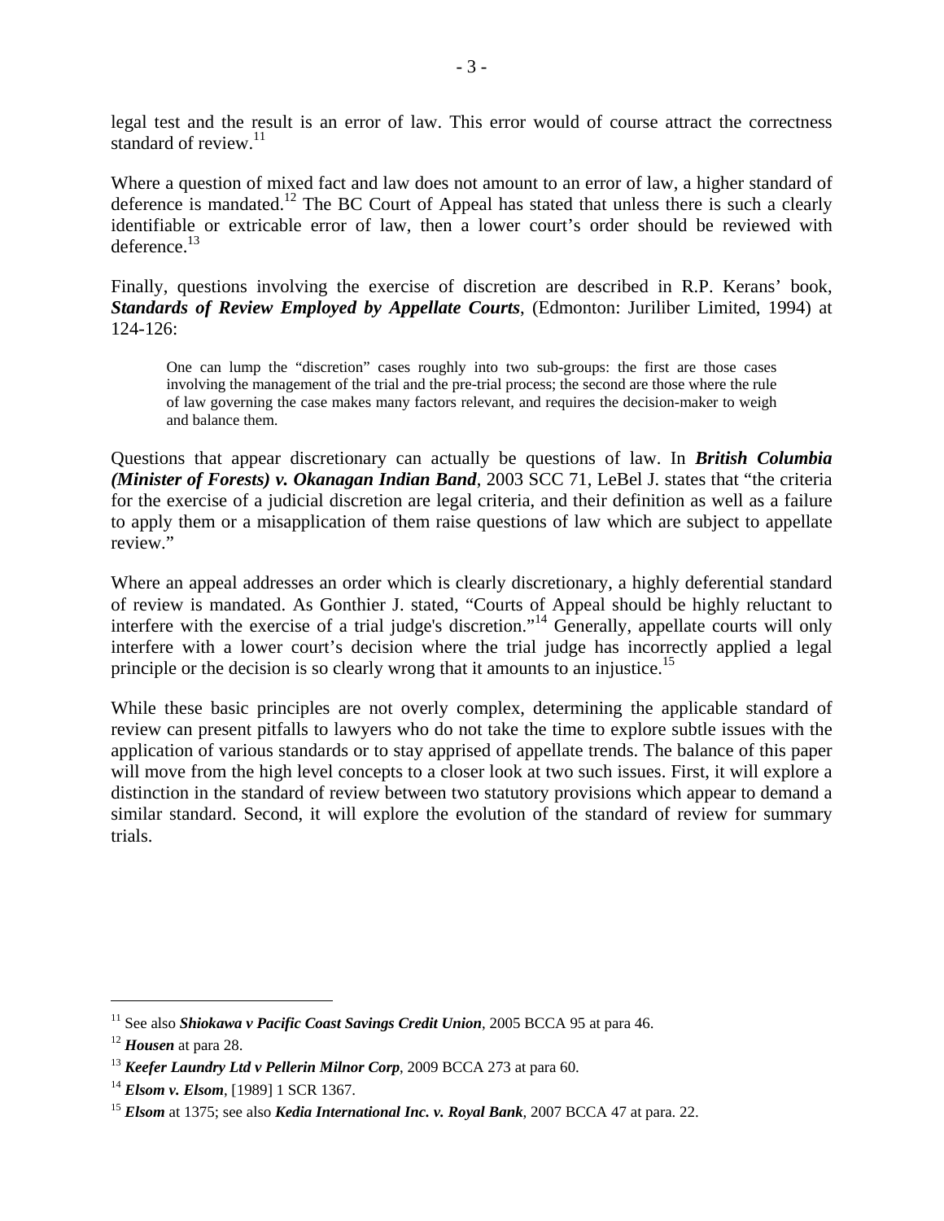legal test and the result is an error of law. This error would of course attract the correctness standard of review.[11]

Where a question of mixed fact and law does not amount to an error of law, a higher standard of deference is mandated.[12] The BC Court of Appeal has stated that unless there is such a clearly identifiable or extricable error of law, then a lower court's order should be reviewed with deference.[13]

Finally, questions involving the exercise of discretion are described in R.P. Kerans' book, ***Standards of Review Employed by Appellate Courts***, (Edmonton: Juriliber Limited, 1994) at 124-126:

> One can lump the "discretion" cases roughly into two sub-groups: the first are those cases involving the management of the trial and the pre-trial process; the second are those where the rule of law governing the case makes many factors relevant, and requires the decision-maker to weigh and balance them.

Questions that appear discretionary can actually be questions of law. In ***British Columbia (Minister of Forests) v. Okanagan Indian Band***, 2003 SCC 71, LeBel J. states that "the criteria for the exercise of a judicial discretion are legal criteria, and their definition as well as a failure to apply them or a misapplication of them raise questions of law which are subject to appellate review."

Where an appeal addresses an order which is clearly discretionary, a highly deferential standard of review is mandated. As Gonthier J. stated, "Courts of Appeal should be highly reluctant to interfere with the exercise of a trial judge's discretion."[14] Generally, appellate courts will only interfere with a lower court's decision where the trial judge has incorrectly applied a legal principle or the decision is so clearly wrong that it amounts to an injustice.[15]

While these basic principles are not overly complex, determining the applicable standard of review can present pitfalls to lawyers who do not take the time to explore subtle issues with the application of various standards or to stay apprised of appellate trends. The balance of this paper will move from the high level concepts to a closer look at two such issues. First, it will explore a distinction in the standard of review between two statutory provisions which appear to demand a similar standard. Second, it will explore the evolution of the standard of review for summary trials.

---

[11] See also ***Shiokawa v Pacific Coast Savings Credit Union***, 2005 BCCA 95 at para 46.

[12] ***Housen*** at para 28.

[13] ***Keefer Laundry Ltd v Pellerin Milnor Corp***, 2009 BCCA 273 at para 60.

[14] ***Elsom v. Elsom***, [1989] 1 SCR 1367.

[15] ***Elsom*** at 1375; see also ***Kedia International Inc. v. Royal Bank***, 2007 BCCA 47 at para. 22.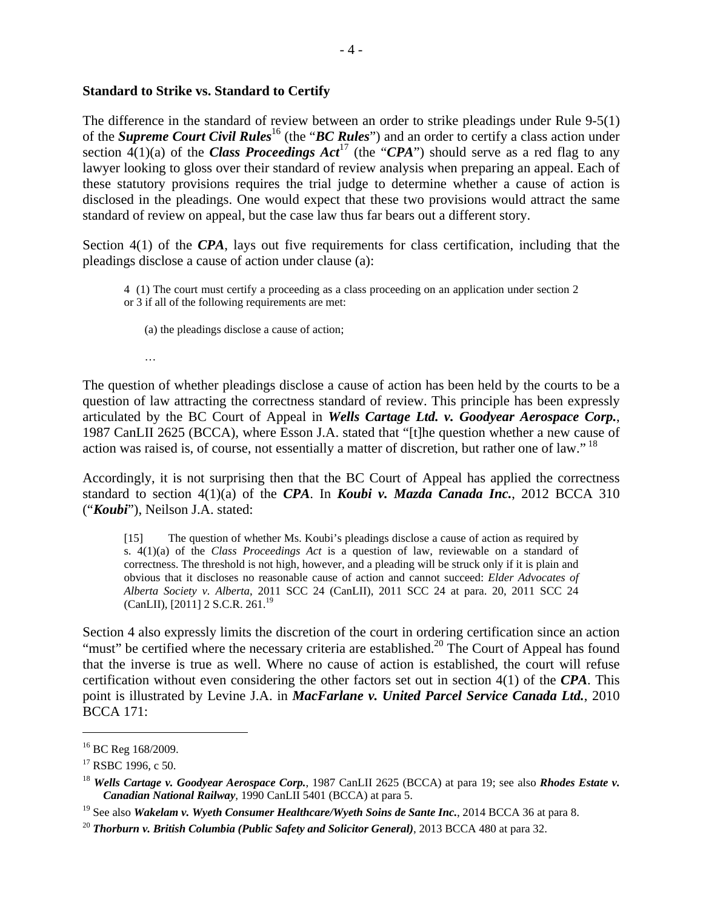**Standard to Strike vs. Standard to Certify**

The difference in the standard of review between an order to strike pleadings under Rule 9-5(1) of the ***Supreme Court Civil Rules***[16] (the "***BC Rules***") and an order to certify a class action under section 4(1)(a) of the ***Class Proceedings Act***[17] (the "***CPA***") should serve as a red flag to any lawyer looking to gloss over their standard of review analysis when preparing an appeal. Each of these statutory provisions requires the trial judge to determine whether a cause of action is disclosed in the pleadings. One would expect that these two provisions would attract the same standard of review on appeal, but the case law thus far bears out a different story.

Section 4(1) of the ***CPA***, lays out five requirements for class certification, including that the pleadings disclose a cause of action under clause (a):

> 4 (1) The court must certify a proceeding as a class proceeding on an application under section 2 or 3 if all of the following requirements are met:
>
> (a) the pleadings disclose a cause of action;
>
> …

The question of whether pleadings disclose a cause of action has been held by the courts to be a question of law attracting the correctness standard of review. This principle has been expressly articulated by the BC Court of Appeal in ***Wells Cartage Ltd. v. Goodyear Aerospace Corp.***, 1987 CanLII 2625 (BCCA), where Esson J.A. stated that "[t]he question whether a new cause of action was raised is, of course, not essentially a matter of discretion, but rather one of law." [18]

Accordingly, it is not surprising then that the BC Court of Appeal has applied the correctness standard to section 4(1)(a) of the ***CPA***. In ***Koubi v. Mazda Canada Inc.***, 2012 BCCA 310 ("***Koubi***"), Neilson J.A. stated:

> [15] The question of whether Ms. Koubi's pleadings disclose a cause of action as required by s. 4(1)(a) of the *Class Proceedings Act* is a question of law, reviewable on a standard of correctness. The threshold is not high, however, and a pleading will be struck only if it is plain and obvious that it discloses no reasonable cause of action and cannot succeed: *Elder Advocates of Alberta Society v. Alberta*, 2011 SCC 24 (CanLII), 2011 SCC 24 at para. 20, 2011 SCC 24 (CanLII), [2011] 2 S.C.R. 261.[19]

Section 4 also expressly limits the discretion of the court in ordering certification since an action "must" be certified where the necessary criteria are established.[20] The Court of Appeal has found that the inverse is true as well. Where no cause of action is established, the court will refuse certification without even considering the other factors set out in section 4(1) of the ***CPA***. This point is illustrated by Levine J.A. in ***MacFarlane v. United Parcel Service Canada Ltd.***, 2010 BCCA 171:

---

[16] BC Reg 168/2009.

[17] RSBC 1996, c 50.

[18] ***Wells Cartage v. Goodyear Aerospace Corp.***, 1987 CanLII 2625 (BCCA) at para 19; see also ***Rhodes Estate v. Canadian National Railway***, 1990 CanLII 5401 (BCCA) at para 5.

[19] See also ***Wakelam v. Wyeth Consumer Healthcare/Wyeth Soins de Sante Inc.***, 2014 BCCA 36 at para 8.

[20] ***Thorburn v. British Columbia (Public Safety and Solicitor General)***, 2013 BCCA 480 at para 32.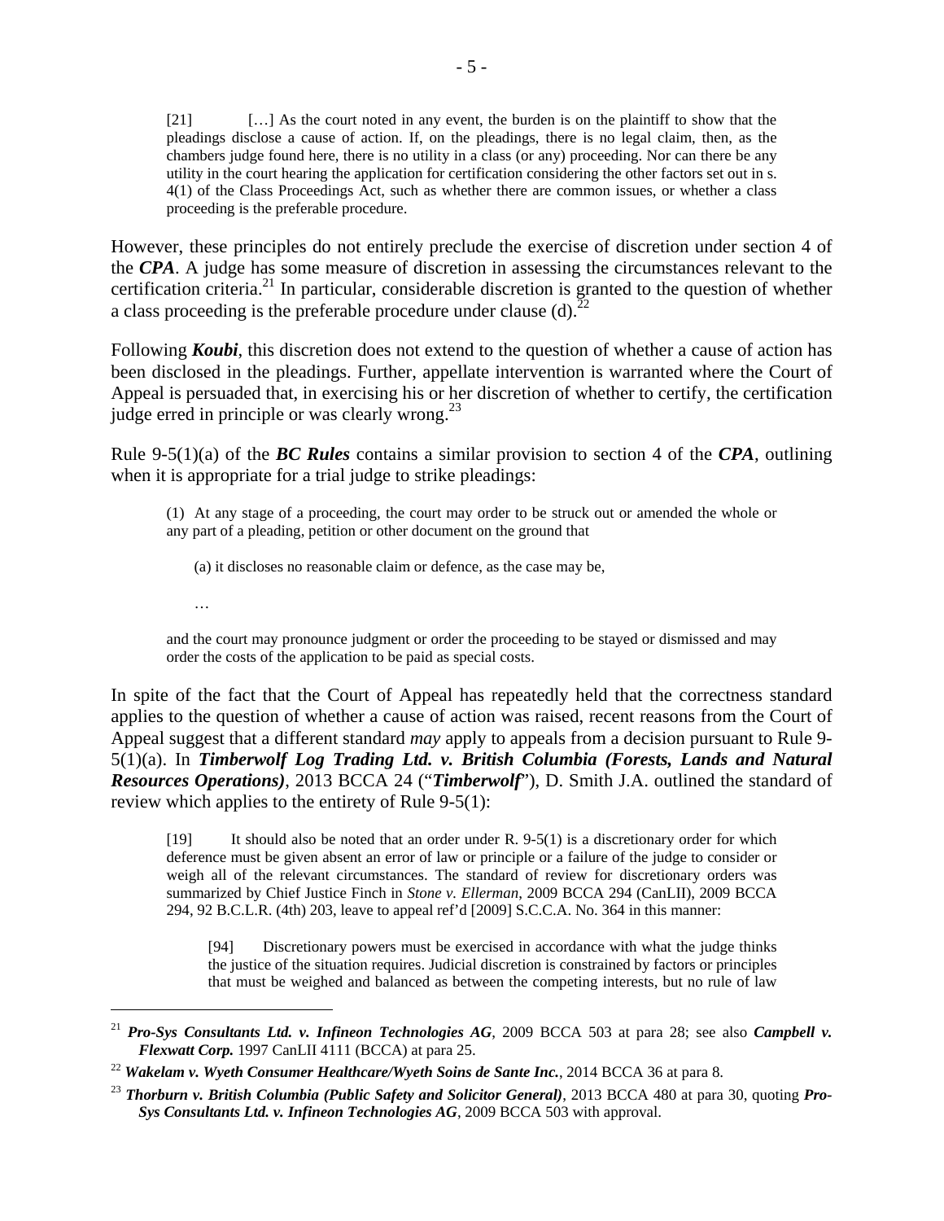> [21] […] As the court noted in any event, the burden is on the plaintiff to show that the pleadings disclose a cause of action. If, on the pleadings, there is no legal claim, then, as the chambers judge found here, there is no utility in a class (or any) proceeding. Nor can there be any utility in the court hearing the application for certification considering the other factors set out in s. 4(1) of the Class Proceedings Act, such as whether there are common issues, or whether a class proceeding is the preferable procedure.

However, these principles do not entirely preclude the exercise of discretion under section 4 of the ***CPA***. A judge has some measure of discretion in assessing the circumstances relevant to the certification criteria.[21] In particular, considerable discretion is granted to the question of whether a class proceeding is the preferable procedure under clause (d).[22]

Following ***Koubi***, this discretion does not extend to the question of whether a cause of action has been disclosed in the pleadings. Further, appellate intervention is warranted where the Court of Appeal is persuaded that, in exercising his or her discretion of whether to certify, the certification judge erred in principle or was clearly wrong.[23]

Rule 9-5(1)(a) of the ***BC Rules*** contains a similar provision to section 4 of the ***CPA***, outlining when it is appropriate for a trial judge to strike pleadings:

> (1) At any stage of a proceeding, the court may order to be struck out or amended the whole or any part of a pleading, petition or other document on the ground that
>
> (a) it discloses no reasonable claim or defence, as the case may be,
>
> …
>
> and the court may pronounce judgment or order the proceeding to be stayed or dismissed and may order the costs of the application to be paid as special costs.

In spite of the fact that the Court of Appeal has repeatedly held that the correctness standard applies to the question of whether a cause of action was raised, recent reasons from the Court of Appeal suggest that a different standard *may* apply to appeals from a decision pursuant to Rule 9-5(1)(a). In ***Timberwolf Log Trading Ltd. v. British Columbia (Forests, Lands and Natural Resources Operations)***, 2013 BCCA 24 ("***Timberwolf***"), D. Smith J.A. outlined the standard of review which applies to the entirety of Rule 9-5(1):

> [19] It should also be noted that an order under R. 9-5(1) is a discretionary order for which deference must be given absent an error of law or principle or a failure of the judge to consider or weigh all of the relevant circumstances. The standard of review for discretionary orders was summarized by Chief Justice Finch in *Stone v. Ellerman*, 2009 BCCA 294 (CanLII), 2009 BCCA 294, 92 B.C.L.R. (4th) 203, leave to appeal ref'd [2009] S.C.C.A. No. 364 in this manner:
>
> > [94] Discretionary powers must be exercised in accordance with what the judge thinks the justice of the situation requires. Judicial discretion is constrained by factors or principles that must be weighed and balanced as between the competing interests, but no rule of law

---

[21] ***Pro-Sys Consultants Ltd. v. Infineon Technologies AG***, 2009 BCCA 503 at para 28; see also ***Campbell v. Flexwatt Corp.*** 1997 CanLII 4111 (BCCA) at para 25.

[22] ***Wakelam v. Wyeth Consumer Healthcare/Wyeth Soins de Sante Inc.***, 2014 BCCA 36 at para 8.

[23] ***Thorburn v. British Columbia (Public Safety and Solicitor General)***, 2013 BCCA 480 at para 30, quoting ***Pro-Sys Consultants Ltd. v. Infineon Technologies AG***, 2009 BCCA 503 with approval.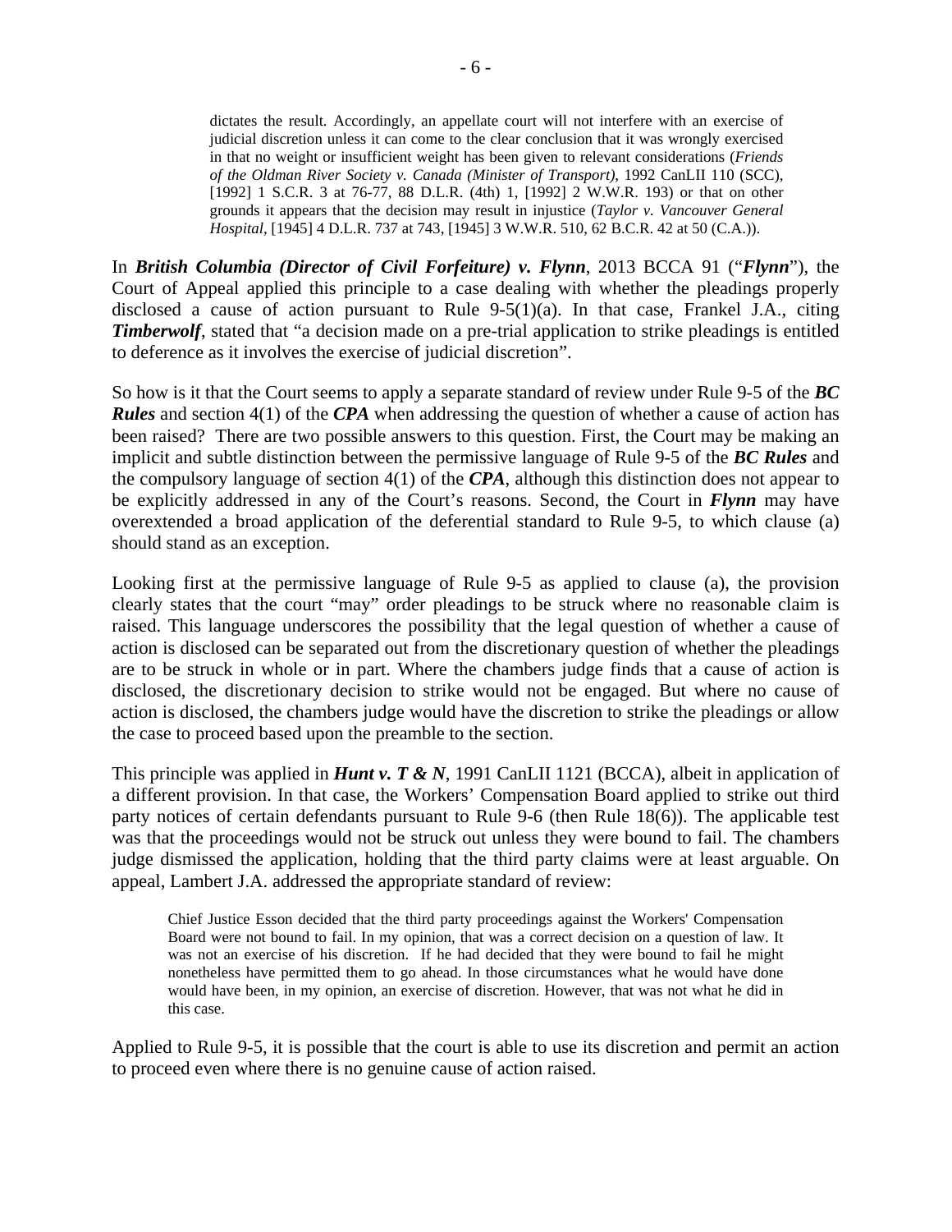> dictates the result. Accordingly, an appellate court will not interfere with an exercise of judicial discretion unless it can come to the clear conclusion that it was wrongly exercised in that no weight or insufficient weight has been given to relevant considerations (*Friends of the Oldman River Society v. Canada (Minister of Transport)*, 1992 CanLII 110 (SCC), [1992] 1 S.C.R. 3 at 76-77, 88 D.L.R. (4th) 1, [1992] 2 W.W.R. 193) or that on other grounds it appears that the decision may result in injustice (*Taylor v. Vancouver General Hospital*, [1945] 4 D.L.R. 737 at 743, [1945] 3 W.W.R. 510, 62 B.C.R. 42 at 50 (C.A.)).

In ***British Columbia (Director of Civil Forfeiture) v. Flynn***, 2013 BCCA 91 ("***Flynn***"), the Court of Appeal applied this principle to a case dealing with whether the pleadings properly disclosed a cause of action pursuant to Rule 9-5(1)(a). In that case, Frankel J.A., citing ***Timberwolf***, stated that "a decision made on a pre-trial application to strike pleadings is entitled to deference as it involves the exercise of judicial discretion".

So how is it that the Court seems to apply a separate standard of review under Rule 9-5 of the ***BC Rules*** and section 4(1) of the ***CPA*** when addressing the question of whether a cause of action has been raised? There are two possible answers to this question. First, the Court may be making an implicit and subtle distinction between the permissive language of Rule 9-5 of the ***BC Rules*** and the compulsory language of section 4(1) of the ***CPA***, although this distinction does not appear to be explicitly addressed in any of the Court's reasons. Second, the Court in ***Flynn*** may have overextended a broad application of the deferential standard to Rule 9-5, to which clause (a) should stand as an exception.

Looking first at the permissive language of Rule 9-5 as applied to clause (a), the provision clearly states that the court "may" order pleadings to be struck where no reasonable claim is raised. This language underscores the possibility that the legal question of whether a cause of action is disclosed can be separated out from the discretionary question of whether the pleadings are to be struck in whole or in part. Where the chambers judge finds that a cause of action is disclosed, the discretionary decision to strike would not be engaged. But where no cause of action is disclosed, the chambers judge would have the discretion to strike the pleadings or allow the case to proceed based upon the preamble to the section.

This principle was applied in ***Hunt v. T & N***, 1991 CanLII 1121 (BCCA), albeit in application of a different provision. In that case, the Workers' Compensation Board applied to strike out third party notices of certain defendants pursuant to Rule 9-6 (then Rule 18(6)). The applicable test was that the proceedings would not be struck out unless they were bound to fail. The chambers judge dismissed the application, holding that the third party claims were at least arguable. On appeal, Lambert J.A. addressed the appropriate standard of review:

> Chief Justice Esson decided that the third party proceedings against the Workers' Compensation Board were not bound to fail. In my opinion, that was a correct decision on a question of law. It was not an exercise of his discretion. If he had decided that they were bound to fail he might nonetheless have permitted them to go ahead. In those circumstances what he would have done would have been, in my opinion, an exercise of discretion. However, that was not what he did in this case.

Applied to Rule 9-5, it is possible that the court is able to use its discretion and permit an action to proceed even where there is no genuine cause of action raised.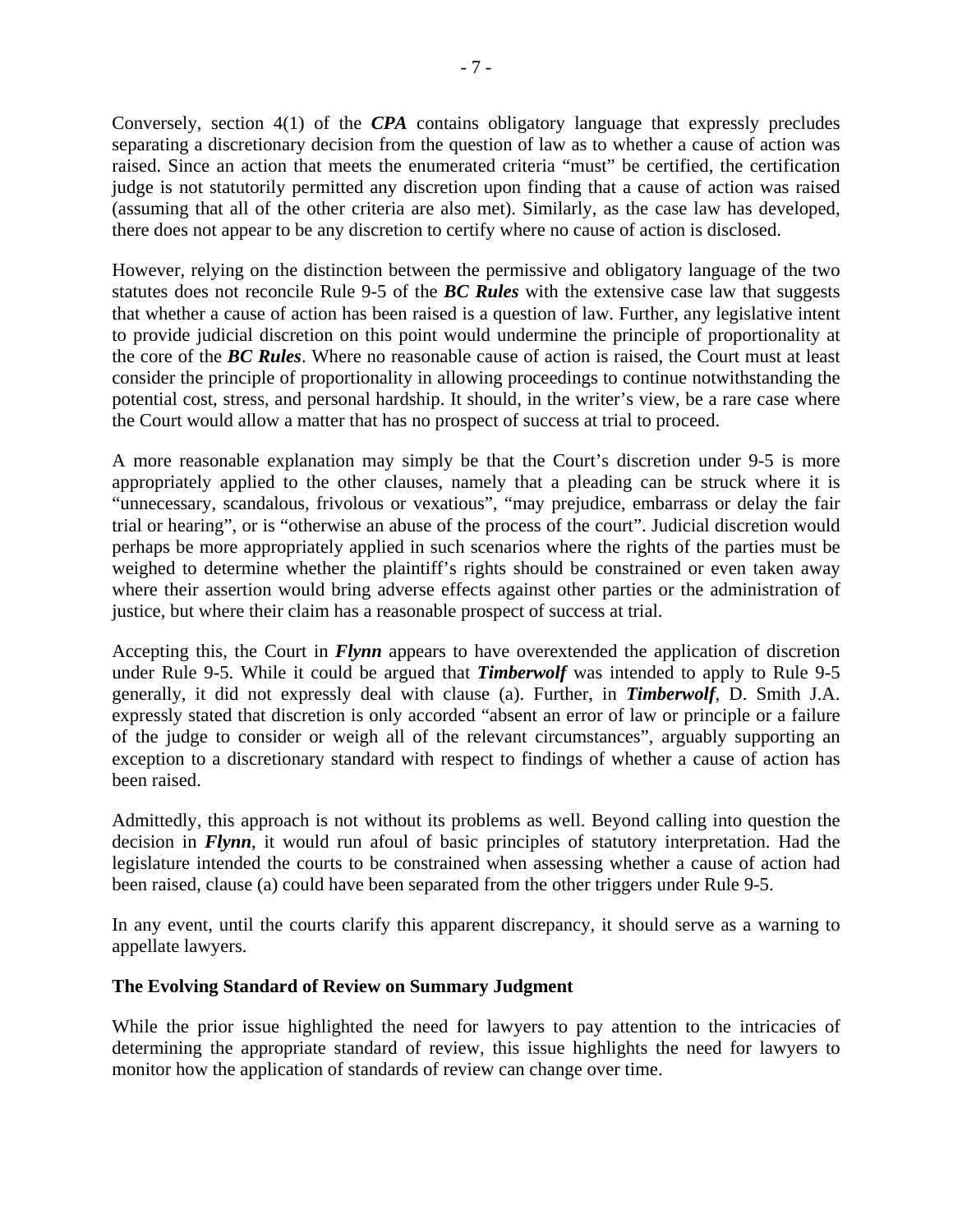Conversely, section 4(1) of the ***CPA*** contains obligatory language that expressly precludes separating a discretionary decision from the question of law as to whether a cause of action was raised. Since an action that meets the enumerated criteria "must" be certified, the certification judge is not statutorily permitted any discretion upon finding that a cause of action was raised (assuming that all of the other criteria are also met). Similarly, as the case law has developed, there does not appear to be any discretion to certify where no cause of action is disclosed.

However, relying on the distinction between the permissive and obligatory language of the two statutes does not reconcile Rule 9-5 of the ***BC Rules*** with the extensive case law that suggests that whether a cause of action has been raised is a question of law. Further, any legislative intent to provide judicial discretion on this point would undermine the principle of proportionality at the core of the ***BC Rules***. Where no reasonable cause of action is raised, the Court must at least consider the principle of proportionality in allowing proceedings to continue notwithstanding the potential cost, stress, and personal hardship. It should, in the writer's view, be a rare case where the Court would allow a matter that has no prospect of success at trial to proceed.

A more reasonable explanation may simply be that the Court's discretion under 9-5 is more appropriately applied to the other clauses, namely that a pleading can be struck where it is "unnecessary, scandalous, frivolous or vexatious", "may prejudice, embarrass or delay the fair trial or hearing", or is "otherwise an abuse of the process of the court". Judicial discretion would perhaps be more appropriately applied in such scenarios where the rights of the parties must be weighed to determine whether the plaintiff's rights should be constrained or even taken away where their assertion would bring adverse effects against other parties or the administration of justice, but where their claim has a reasonable prospect of success at trial.

Accepting this, the Court in ***Flynn*** appears to have overextended the application of discretion under Rule 9-5. While it could be argued that ***Timberwolf*** was intended to apply to Rule 9-5 generally, it did not expressly deal with clause (a). Further, in ***Timberwolf***, D. Smith J.A. expressly stated that discretion is only accorded "absent an error of law or principle or a failure of the judge to consider or weigh all of the relevant circumstances", arguably supporting an exception to a discretionary standard with respect to findings of whether a cause of action has been raised.

Admittedly, this approach is not without its problems as well. Beyond calling into question the decision in ***Flynn***, it would run afoul of basic principles of statutory interpretation. Had the legislature intended the courts to be constrained when assessing whether a cause of action had been raised, clause (a) could have been separated from the other triggers under Rule 9-5.

In any event, until the courts clarify this apparent discrepancy, it should serve as a warning to appellate lawyers.

**The Evolving Standard of Review on Summary Judgment**

While the prior issue highlighted the need for lawyers to pay attention to the intricacies of determining the appropriate standard of review, this issue highlights the need for lawyers to monitor how the application of standards of review can change over time.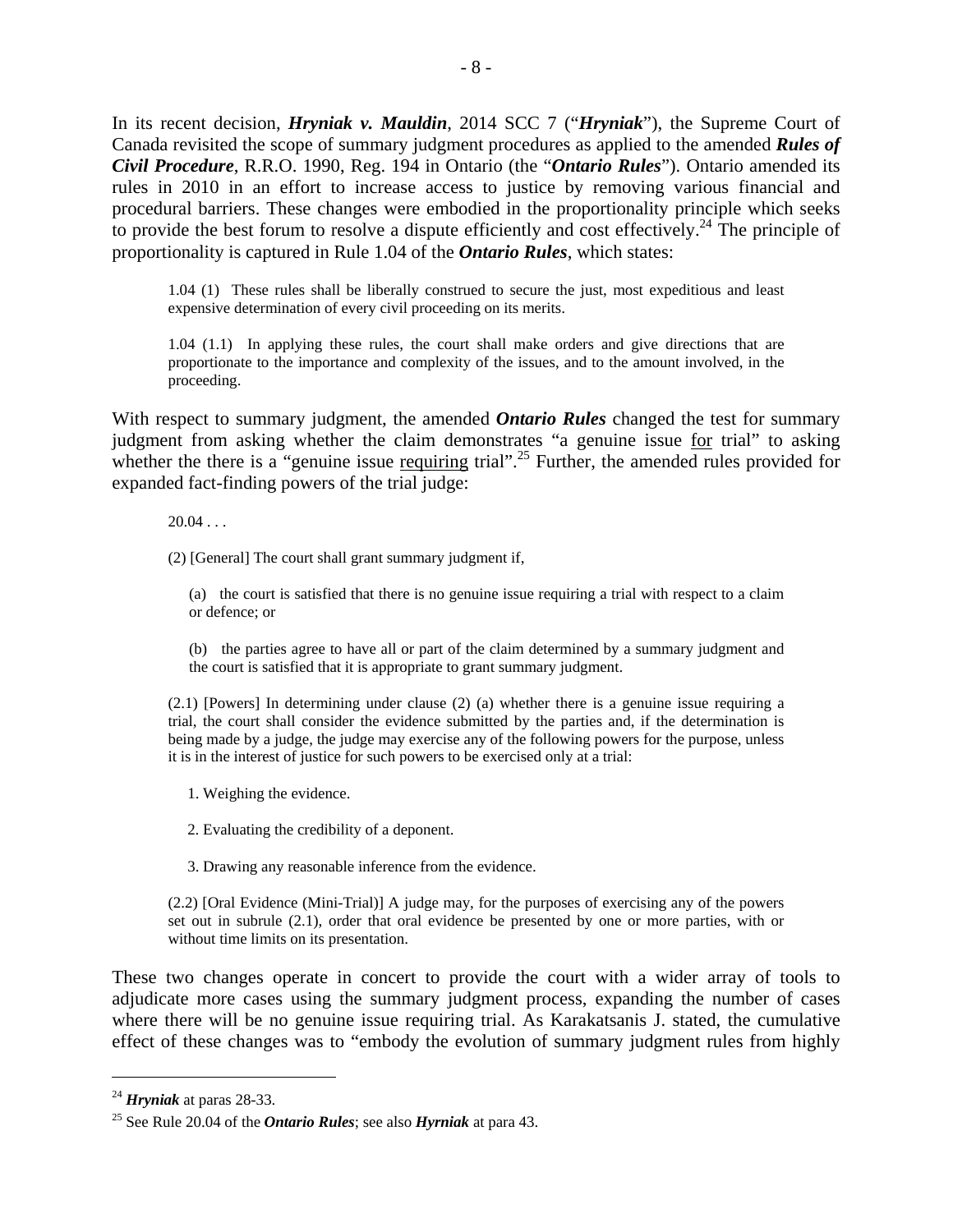In its recent decision, ***Hryniak v. Mauldin***, 2014 SCC 7 ("***Hryniak***"), the Supreme Court of Canada revisited the scope of summary judgment procedures as applied to the amended ***Rules of Civil Procedure***, R.R.O. 1990, Reg. 194 in Ontario (the "***Ontario Rules***"). Ontario amended its rules in 2010 in an effort to increase access to justice by removing various financial and procedural barriers. These changes were embodied in the proportionality principle which seeks to provide the best forum to resolve a dispute efficiently and cost effectively.[24] The principle of proportionality is captured in Rule 1.04 of the ***Ontario Rules***, which states:

> 1.04 (1) These rules shall be liberally construed to secure the just, most expeditious and least expensive determination of every civil proceeding on its merits.
>
> 1.04 (1.1) In applying these rules, the court shall make orders and give directions that are proportionate to the importance and complexity of the issues, and to the amount involved, in the proceeding.

With respect to summary judgment, the amended ***Ontario Rules*** changed the test for summary judgment from asking whether the claim demonstrates "a genuine issue <u>for</u> trial" to asking whether the there is a "genuine issue <u>requiring</u> trial".[25] Further, the amended rules provided for expanded fact-finding powers of the trial judge:

> 20.04 . . .
>
> (2) [General] The court shall grant summary judgment if,
>
> (a) the court is satisfied that there is no genuine issue requiring a trial with respect to a claim or defence; or
>
> (b) the parties agree to have all or part of the claim determined by a summary judgment and the court is satisfied that it is appropriate to grant summary judgment.
>
> (2.1) [Powers] In determining under clause (2) (a) whether there is a genuine issue requiring a trial, the court shall consider the evidence submitted by the parties and, if the determination is being made by a judge, the judge may exercise any of the following powers for the purpose, unless it is in the interest of justice for such powers to be exercised only at a trial:
>
> 1. Weighing the evidence.
>
> 2. Evaluating the credibility of a deponent.
>
> 3. Drawing any reasonable inference from the evidence.
>
> (2.2) [Oral Evidence (Mini-Trial)] A judge may, for the purposes of exercising any of the powers set out in subrule (2.1), order that oral evidence be presented by one or more parties, with or without time limits on its presentation.

These two changes operate in concert to provide the court with a wider array of tools to adjudicate more cases using the summary judgment process, expanding the number of cases where there will be no genuine issue requiring trial. As Karakatsanis J. stated, the cumulative effect of these changes was to "embody the evolution of summary judgment rules from highly

---

[24] ***Hryniak*** at paras 28-33.

[25] See Rule 20.04 of the ***Ontario Rules***; see also ***Hyrniak*** at para 43.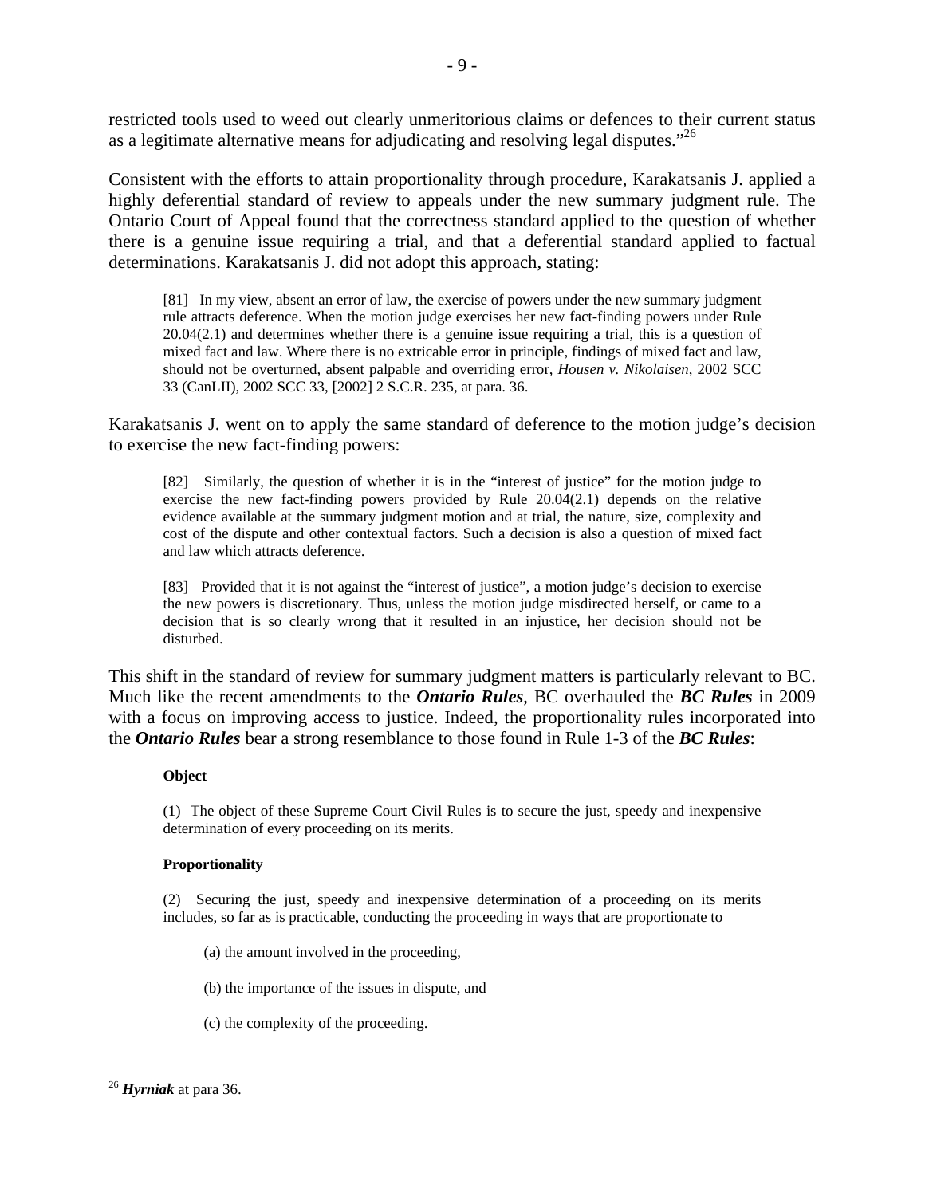restricted tools used to weed out clearly unmeritorious claims or defences to their current status as a legitimate alternative means for adjudicating and resolving legal disputes."[26]

Consistent with the efforts to attain proportionality through procedure, Karakatsanis J. applied a highly deferential standard of review to appeals under the new summary judgment rule. The Ontario Court of Appeal found that the correctness standard applied to the question of whether there is a genuine issue requiring a trial, and that a deferential standard applied to factual determinations. Karakatsanis J. did not adopt this approach, stating:

> [81] In my view, absent an error of law, the exercise of powers under the new summary judgment rule attracts deference. When the motion judge exercises her new fact-finding powers under Rule 20.04(2.1) and determines whether there is a genuine issue requiring a trial, this is a question of mixed fact and law. Where there is no extricable error in principle, findings of mixed fact and law, should not be overturned, absent palpable and overriding error, *Housen v. Nikolaisen*, 2002 SCC 33 (CanLII), 2002 SCC 33, [2002] 2 S.C.R. 235, at para. 36.

Karakatsanis J. went on to apply the same standard of deference to the motion judge's decision to exercise the new fact-finding powers:

> [82] Similarly, the question of whether it is in the "interest of justice" for the motion judge to exercise the new fact-finding powers provided by Rule 20.04(2.1) depends on the relative evidence available at the summary judgment motion and at trial, the nature, size, complexity and cost of the dispute and other contextual factors. Such a decision is also a question of mixed fact and law which attracts deference.
>
> [83] Provided that it is not against the "interest of justice", a motion judge's decision to exercise the new powers is discretionary. Thus, unless the motion judge misdirected herself, or came to a decision that is so clearly wrong that it resulted in an injustice, her decision should not be disturbed.

This shift in the standard of review for summary judgment matters is particularly relevant to BC. Much like the recent amendments to the ***Ontario Rules***, BC overhauled the ***BC Rules*** in 2009 with a focus on improving access to justice. Indeed, the proportionality rules incorporated into the ***Ontario Rules*** bear a strong resemblance to those found in Rule 1-3 of the ***BC Rules***:

> **Object**
>
> (1) The object of these Supreme Court Civil Rules is to secure the just, speedy and inexpensive determination of every proceeding on its merits.
>
> **Proportionality**
>
> (2) Securing the just, speedy and inexpensive determination of a proceeding on its merits includes, so far as is practicable, conducting the proceeding in ways that are proportionate to
>
> (a) the amount involved in the proceeding,
>
> (b) the importance of the issues in dispute, and
>
> (c) the complexity of the proceeding.

[26] ***Hyrniak*** at para 36.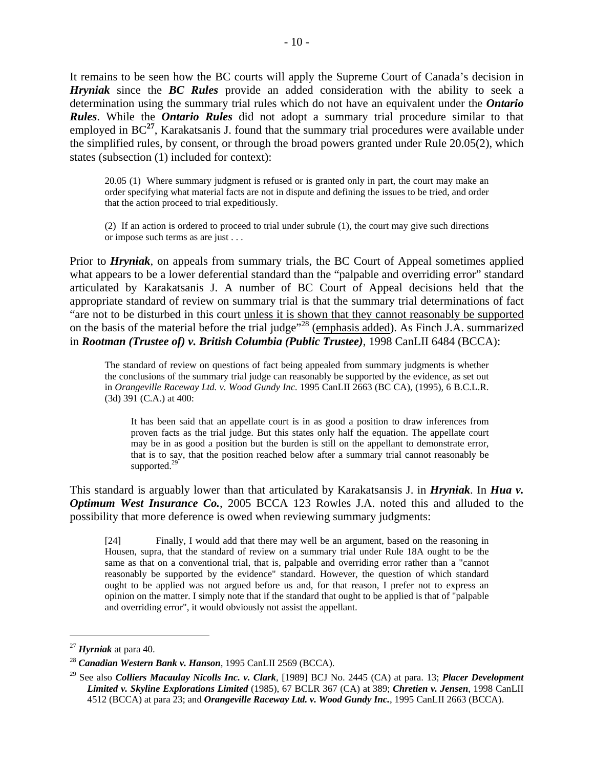It remains to be seen how the BC courts will apply the Supreme Court of Canada's decision in ***Hryniak*** since the ***BC Rules*** provide an added consideration with the ability to seek a determination using the summary trial rules which do not have an equivalent under the ***Ontario Rules***. While the ***Ontario Rules*** did not adopt a summary trial procedure similar to that employed in BC[27], Karakatsanis J. found that the summary trial procedures were available under the simplified rules, by consent, or through the broad powers granted under Rule 20.05(2), which states (subsection (1) included for context):

> 20.05 (1) Where summary judgment is refused or is granted only in part, the court may make an order specifying what material facts are not in dispute and defining the issues to be tried, and order that the action proceed to trial expeditiously.
>
> (2) If an action is ordered to proceed to trial under subrule (1), the court may give such directions or impose such terms as are just . . .

Prior to ***Hryniak***, on appeals from summary trials, the BC Court of Appeal sometimes applied what appears to be a lower deferential standard than the "palpable and overriding error" standard articulated by Karakatsanis J. A number of BC Court of Appeal decisions held that the appropriate standard of review on summary trial is that the summary trial determinations of fact "are not to be disturbed in this court <u>unless it is shown that they cannot reasonably be supported</u> on the basis of the material before the trial judge"[28] (<u>emphasis added</u>). As Finch J.A. summarized in ***Rootman (Trustee of) v. British Columbia (Public Trustee)***, 1998 CanLII 6484 (BCCA):

> The standard of review on questions of fact being appealed from summary judgments is whether the conclusions of the summary trial judge can reasonably be supported by the evidence, as set out in *Orangeville Raceway Ltd. v. Wood Gundy Inc.* 1995 CanLII 2663 (BC CA), (1995), 6 B.C.L.R. (3d) 391 (C.A.) at 400:
>
> > It has been said that an appellate court is in as good a position to draw inferences from proven facts as the trial judge. But this states only half the equation. The appellate court may be in as good a position but the burden is still on the appellant to demonstrate error, that is to say, that the position reached below after a summary trial cannot reasonably be supported.[29]

This standard is arguably lower than that articulated by Karakatsansis J. in ***Hryniak***. In ***Hua v. Optimum West Insurance Co.***, 2005 BCCA 123 Rowles J.A. noted this and alluded to the possibility that more deference is owed when reviewing summary judgments:

> [24] Finally, I would add that there may well be an argument, based on the reasoning in Housen, supra, that the standard of review on a summary trial under Rule 18A ought to be the same as that on a conventional trial, that is, palpable and overriding error rather than a "cannot reasonably be supported by the evidence" standard. However, the question of which standard ought to be applied was not argued before us and, for that reason, I prefer not to express an opinion on the matter. I simply note that if the standard that ought to be applied is that of "palpable and overriding error", it would obviously not assist the appellant.

---

[27] ***Hyrniak*** at para 40.

[28] ***Canadian Western Bank v. Hanson***, 1995 CanLII 2569 (BCCA).

[29] See also ***Colliers Macaulay Nicolls Inc. v. Clark***, [1989] BCJ No. 2445 (CA) at para. 13; ***Placer Development Limited v. Skyline Explorations Limited*** (1985), 67 BCLR 367 (CA) at 389; ***Chretien v. Jensen***, 1998 CanLII 4512 (BCCA) at para 23; and ***Orangeville Raceway Ltd. v. Wood Gundy Inc.***, 1995 CanLII 2663 (BCCA).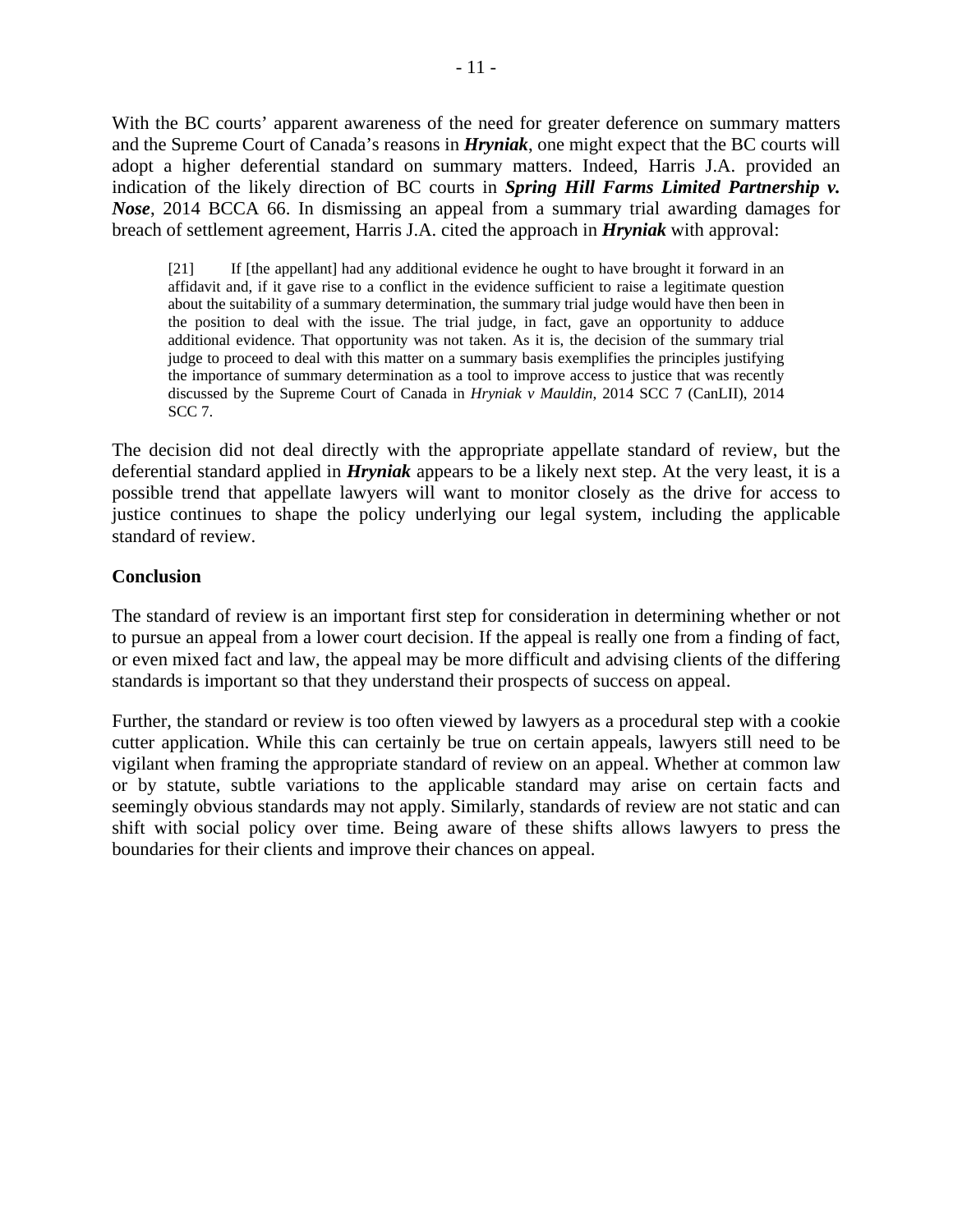With the BC courts' apparent awareness of the need for greater deference on summary matters and the Supreme Court of Canada's reasons in ***Hryniak***, one might expect that the BC courts will adopt a higher deferential standard on summary matters. Indeed, Harris J.A. provided an indication of the likely direction of BC courts in ***Spring Hill Farms Limited Partnership v. Nose***, 2014 BCCA 66. In dismissing an appeal from a summary trial awarding damages for breach of settlement agreement, Harris J.A. cited the approach in ***Hryniak*** with approval:

> [21] If [the appellant] had any additional evidence he ought to have brought it forward in an affidavit and, if it gave rise to a conflict in the evidence sufficient to raise a legitimate question about the suitability of a summary determination, the summary trial judge would have then been in the position to deal with the issue. The trial judge, in fact, gave an opportunity to adduce additional evidence. That opportunity was not taken. As it is, the decision of the summary trial judge to proceed to deal with this matter on a summary basis exemplifies the principles justifying the importance of summary determination as a tool to improve access to justice that was recently discussed by the Supreme Court of Canada in *Hryniak v Mauldin*, 2014 SCC 7 (CanLII), 2014 SCC 7.

The decision did not deal directly with the appropriate appellate standard of review, but the deferential standard applied in ***Hryniak*** appears to be a likely next step. At the very least, it is a possible trend that appellate lawyers will want to monitor closely as the drive for access to justice continues to shape the policy underlying our legal system, including the applicable standard of review.

**Conclusion**

The standard of review is an important first step for consideration in determining whether or not to pursue an appeal from a lower court decision. If the appeal is really one from a finding of fact, or even mixed fact and law, the appeal may be more difficult and advising clients of the differing standards is important so that they understand their prospects of success on appeal.

Further, the standard or review is too often viewed by lawyers as a procedural step with a cookie cutter application. While this can certainly be true on certain appeals, lawyers still need to be vigilant when framing the appropriate standard of review on an appeal. Whether at common law or by statute, subtle variations to the applicable standard may arise on certain facts and seemingly obvious standards may not apply. Similarly, standards of review are not static and can shift with social policy over time. Being aware of these shifts allows lawyers to press the boundaries for their clients and improve their chances on appeal.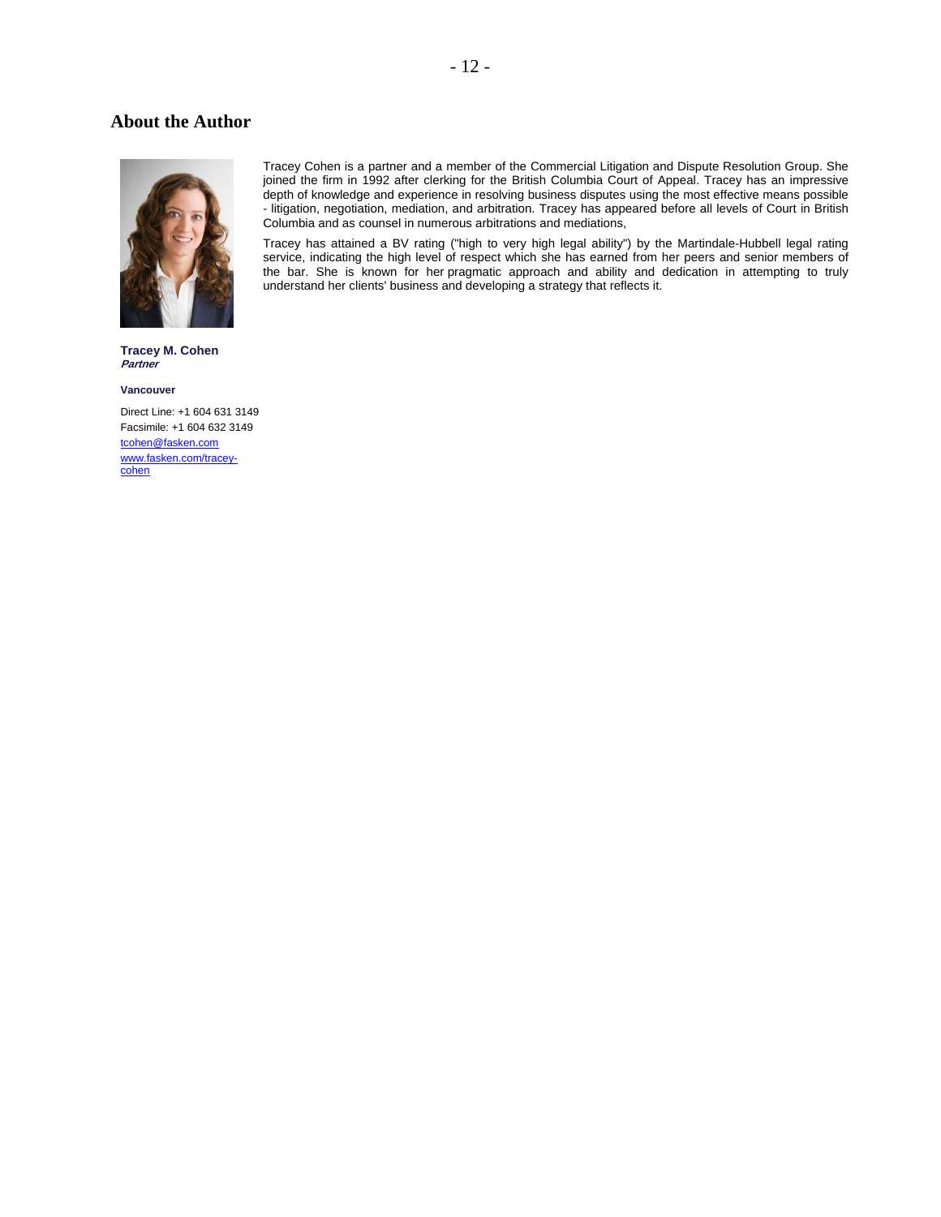## About the Author

Tracey Cohen is a partner and a member of the Commercial Litigation and Dispute Resolution Group. She joined the firm in 1992 after clerking for the British Columbia Court of Appeal. Tracey has an impressive depth of knowledge and experience in resolving business disputes using the most effective means possible - litigation, negotiation, mediation, and arbitration. Tracey has appeared before all levels of Court in British Columbia and as counsel in numerous arbitrations and mediations,

Tracey has attained a BV rating ("high to very high legal ability") by the Martindale-Hubbell legal rating service, indicating the high level of respect which she has earned from her peers and senior members of the bar. She is known for her pragmatic approach and ability and dedication in attempting to truly understand her clients' business and developing a strategy that reflects it.

**Tracey M. Cohen**
***Partner***

**Vancouver**

Direct Line: +1 604 631 3149
Facsimile: +1 604 632 3149
tcohen@fasken.com
www.fasken.com/tracey-cohen